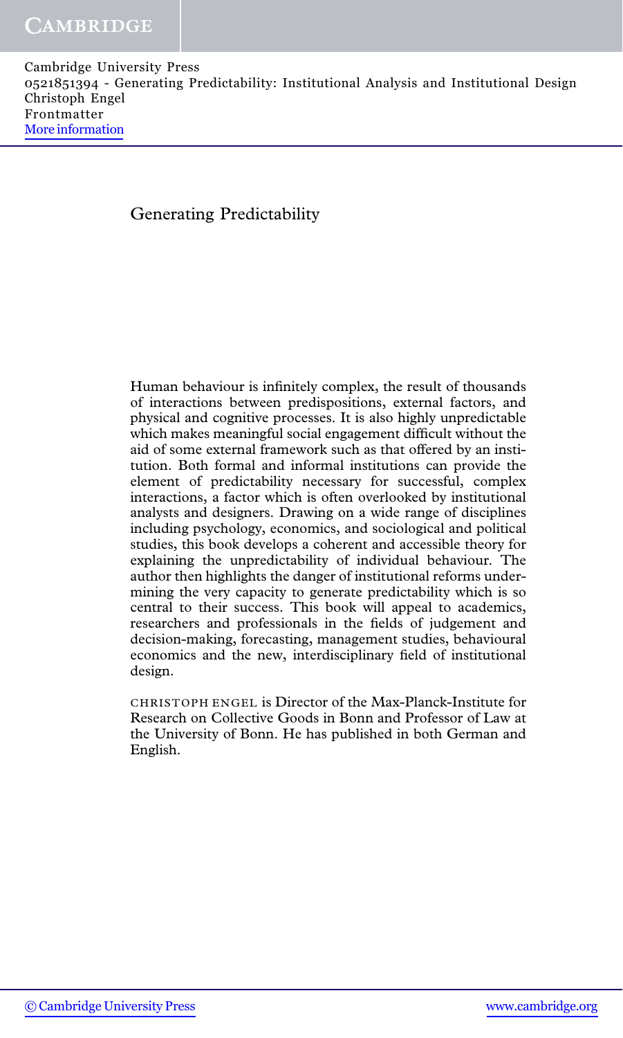# Generating Predictability

Human behaviour is infinitely complex, the result of thousands of interactions between predispositions, external factors, and physical and cognitive processes. It is also highly unpredictable which makes meaningful social engagement difficult without the aid of some external framework such as that offered by an institution. Both formal and informal institutions can provide the element of predictability necessary for successful, complex interactions, a factor which is often overlooked by institutional analysts and designers. Drawing on a wide range of disciplines including psychology, economics, and sociological and political studies, this book develops a coherent and accessible theory for explaining the unpredictability of individual behaviour. The author then highlights the danger of institutional reforms undermining the very capacity to generate predictability which is so central to their success. This book will appeal to academics, researchers and professionals in the fields of judgement and decision-making, forecasting, management studies, behavioural economics and the new, interdisciplinary field of institutional design.

CHRISTOPH ENGEL is Director of the Max-Planck-Institute for Research on Collective Goods in Bonn and Professor of Law at the University of Bonn. He has published in both German and English.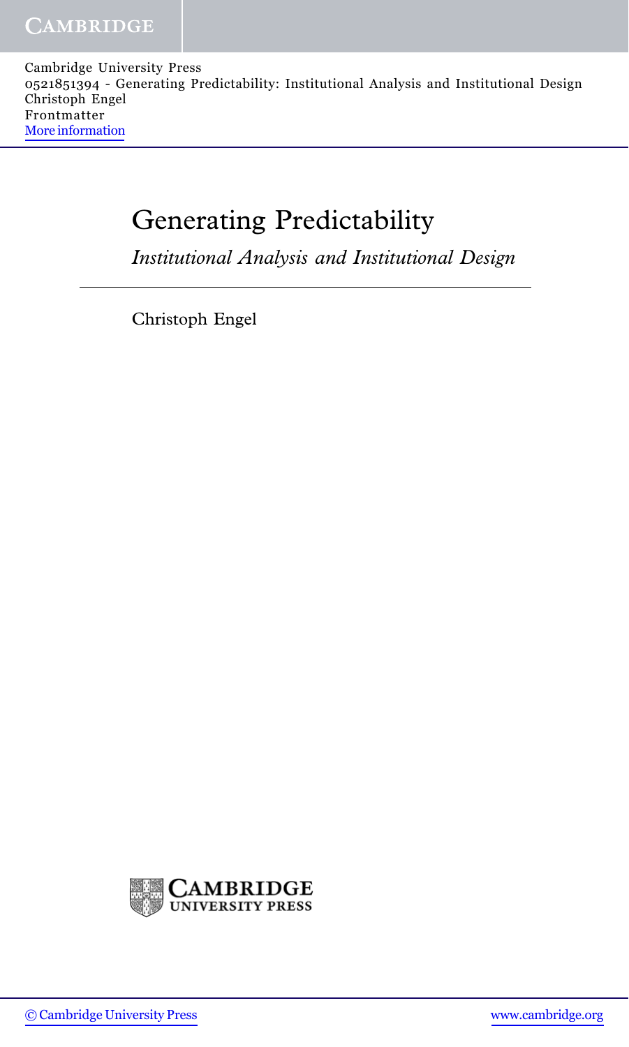# Generating Predictability

*Institutional Analysis and Institutional Design*

Christoph Engel

CAMBRIDGE UNIVERSITY PRESS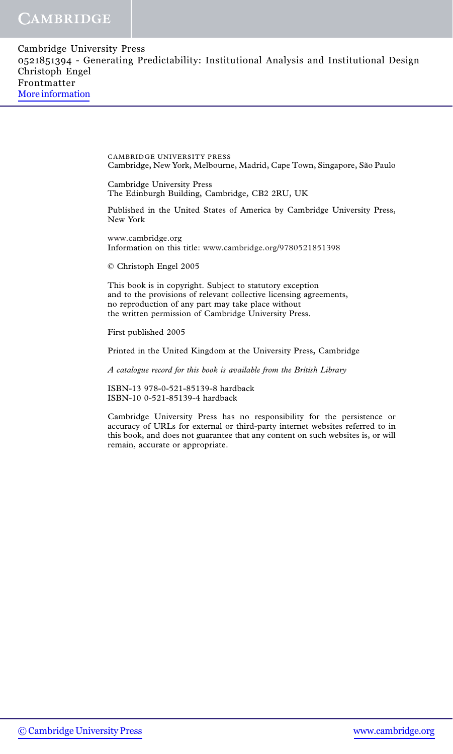CAMBRIDGE UNIVERSITY PRESS
Cambridge, New York, Melbourne, Madrid, Cape Town, Singapore, São Paulo

Cambridge University Press
The Edinburgh Building, Cambridge, CB2 2RU, UK

Published in the United States of America by Cambridge University Press, New York

www.cambridge.org
Information on this title: www.cambridge.org/9780521851398

© Christoph Engel 2005

This book is in copyright. Subject to statutory exception
and to the provisions of relevant collective licensing agreements,
no reproduction of any part may take place without
the written permission of Cambridge University Press.

First published 2005

Printed in the United Kingdom at the University Press, Cambridge

*A catalogue record for this book is available from the British Library*

ISBN-13 978-0-521-85139-8 hardback
ISBN-10 0-521-85139-4 hardback

Cambridge University Press has no responsibility for the persistence or accuracy of URLs for external or third-party internet websites referred to in this book, and does not guarantee that any content on such websites is, or will remain, accurate or appropriate.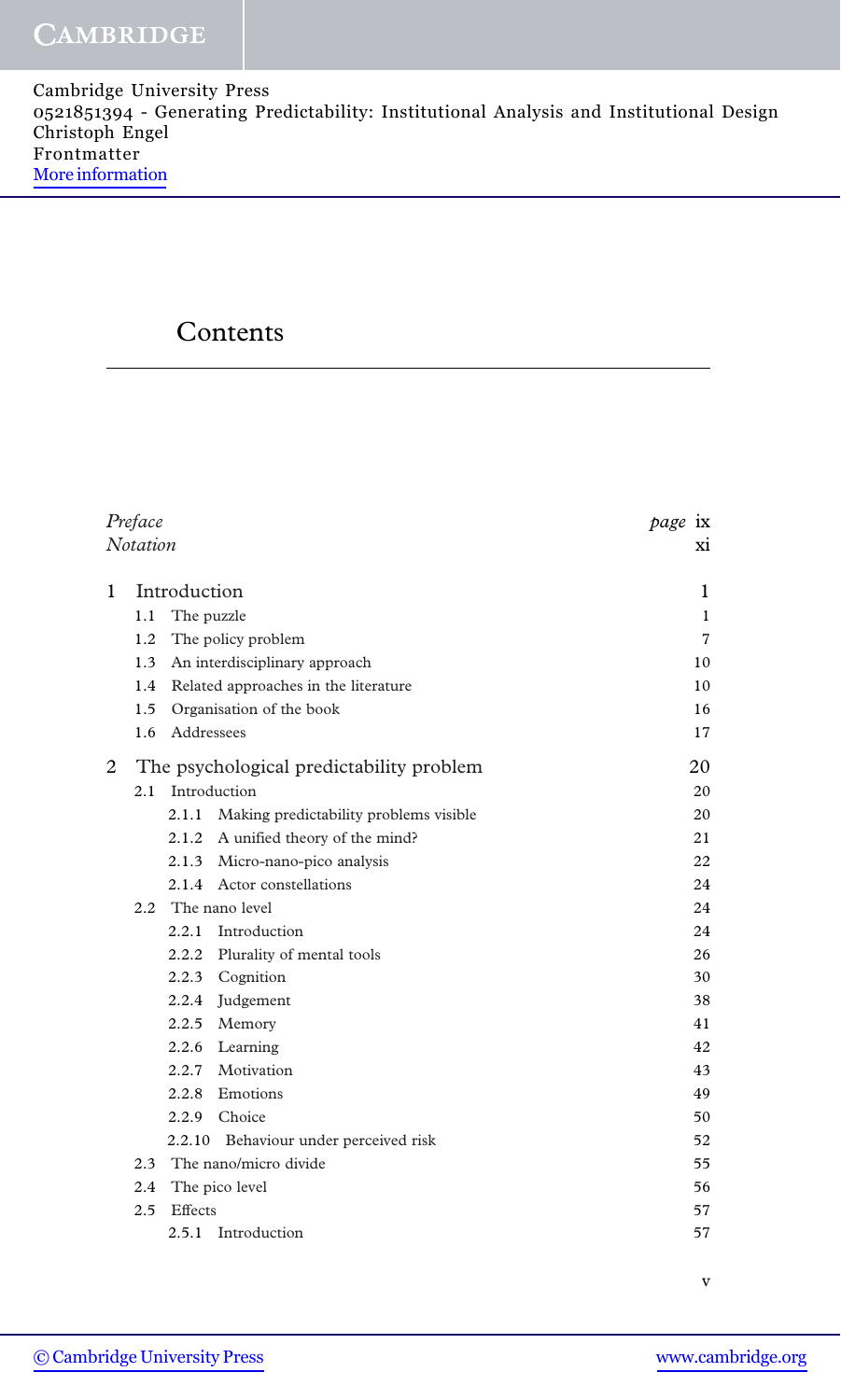# Contents

| | | |
|---|---|---|
| *Preface* | | *page* ix |
| *Notation* | | xi |
| **1** | **Introduction** | **1** |
| 1.1 | The puzzle | 1 |
| 1.2 | The policy problem | 7 |
| 1.3 | An interdisciplinary approach | 10 |
| 1.4 | Related approaches in the literature | 10 |
| 1.5 | Organisation of the book | 16 |
| 1.6 | Addressees | 17 |
| **2** | **The psychological predictability problem** | **20** |
| 2.1 | Introduction | 20 |
| 2.1.1 | Making predictability problems visible | 20 |
| 2.1.2 | A unified theory of the mind? | 21 |
| 2.1.3 | Micro-nano-pico analysis | 22 |
| 2.1.4 | Actor constellations | 24 |
| 2.2 | The nano level | 24 |
| 2.2.1 | Introduction | 24 |
| 2.2.2 | Plurality of mental tools | 26 |
| 2.2.3 | Cognition | 30 |
| 2.2.4 | Judgement | 38 |
| 2.2.5 | Memory | 41 |
| 2.2.6 | Learning | 42 |
| 2.2.7 | Motivation | 43 |
| 2.2.8 | Emotions | 49 |
| 2.2.9 | Choice | 50 |
| 2.2.10 | Behaviour under perceived risk | 52 |
| 2.3 | The nano/micro divide | 55 |
| 2.4 | The pico level | 56 |
| 2.5 | Effects | 57 |
| 2.5.1 | Introduction | 57 |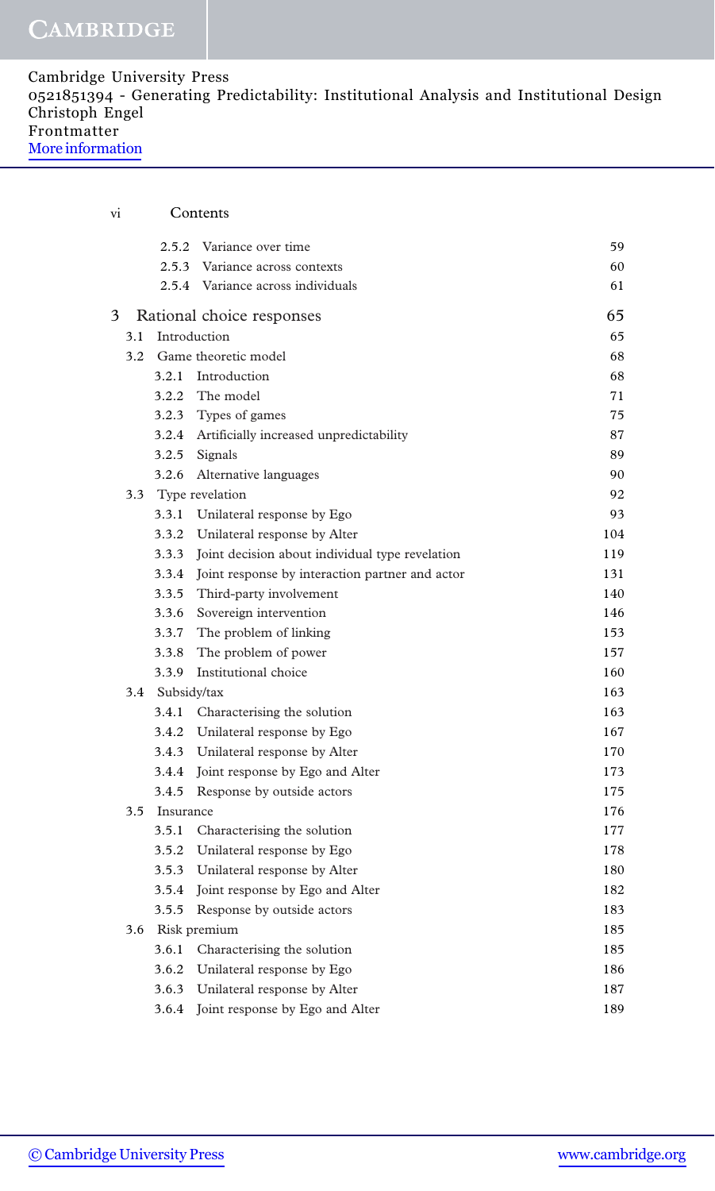| | | | |
|---|---|---|---|
| | 2.5.2 | Variance over time | 59 |
| | 2.5.3 | Variance across contexts | 60 |
| | 2.5.4 | Variance across individuals | 61 |
| **3** | | **Rational choice responses** | **65** |
| 3.1 | | Introduction | 65 |
| 3.2 | | Game theoretic model | 68 |
| | 3.2.1 | Introduction | 68 |
| | 3.2.2 | The model | 71 |
| | 3.2.3 | Types of games | 75 |
| | 3.2.4 | Artificially increased unpredictability | 87 |
| | 3.2.5 | Signals | 89 |
| | 3.2.6 | Alternative languages | 90 |
| 3.3 | | Type revelation | 92 |
| | 3.3.1 | Unilateral response by Ego | 93 |
| | 3.3.2 | Unilateral response by Alter | 104 |
| | 3.3.3 | Joint decision about individual type revelation | 119 |
| | 3.3.4 | Joint response by interaction partner and actor | 131 |
| | 3.3.5 | Third-party involvement | 140 |
| | 3.3.6 | Sovereign intervention | 146 |
| | 3.3.7 | The problem of linking | 153 |
| | 3.3.8 | The problem of power | 157 |
| | 3.3.9 | Institutional choice | 160 |
| 3.4 | | Subsidy/tax | 163 |
| | 3.4.1 | Characterising the solution | 163 |
| | 3.4.2 | Unilateral response by Ego | 167 |
| | 3.4.3 | Unilateral response by Alter | 170 |
| | 3.4.4 | Joint response by Ego and Alter | 173 |
| | 3.4.5 | Response by outside actors | 175 |
| 3.5 | | Insurance | 176 |
| | 3.5.1 | Characterising the solution | 177 |
| | 3.5.2 | Unilateral response by Ego | 178 |
| | 3.5.3 | Unilateral response by Alter | 180 |
| | 3.5.4 | Joint response by Ego and Alter | 182 |
| | 3.5.5 | Response by outside actors | 183 |
| 3.6 | | Risk premium | 185 |
| | 3.6.1 | Characterising the solution | 185 |
| | 3.6.2 | Unilateral response by Ego | 186 |
| | 3.6.3 | Unilateral response by Alter | 187 |
| | 3.6.4 | Joint response by Ego and Alter | 189 |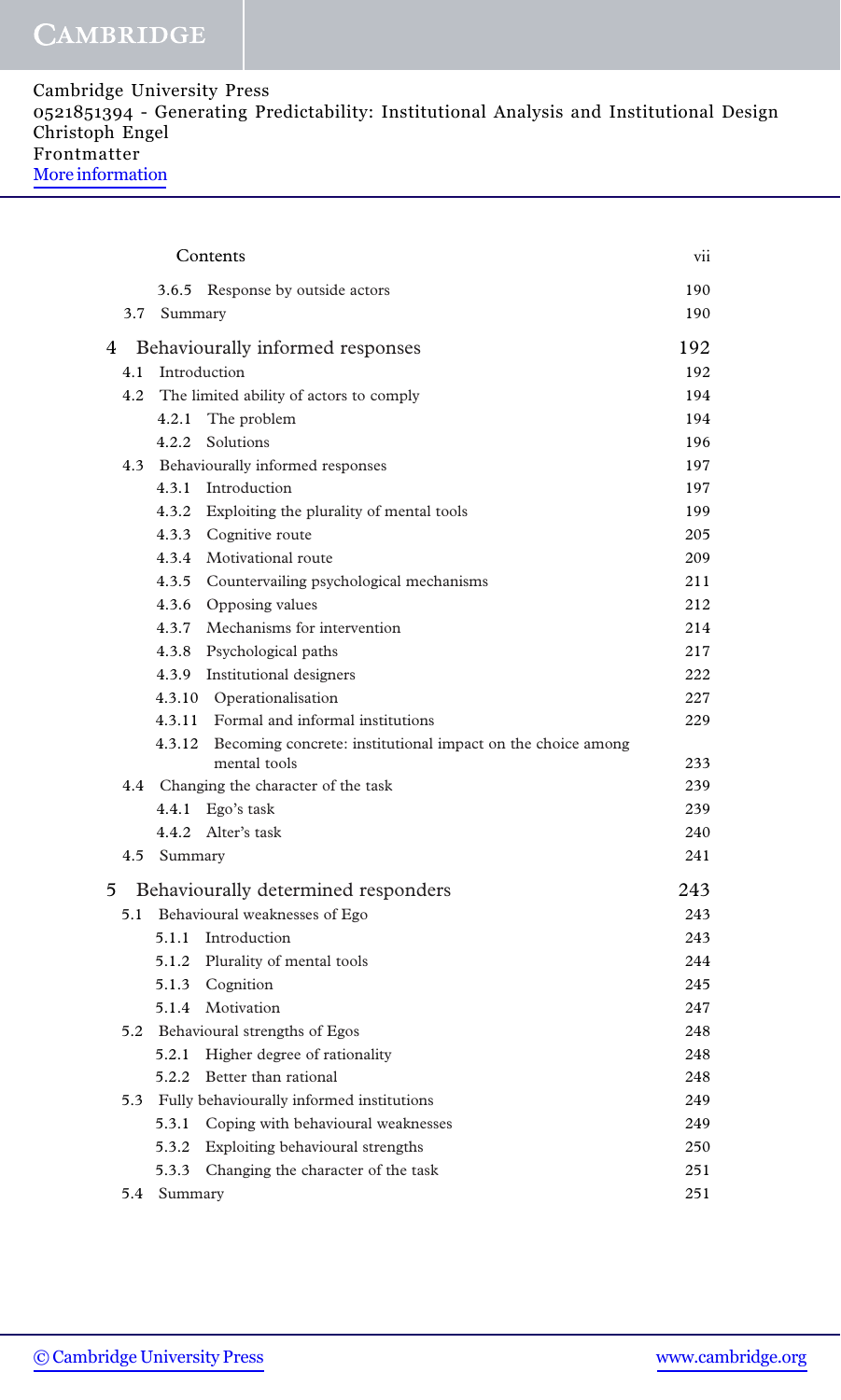| | |
|---|---|
| 3.6.5 Response by outside actors | 190 |
| 3.7 Summary | 190 |
| **4 Behaviourally informed responses** | **192** |
| 4.1 Introduction | 192 |
| 4.2 The limited ability of actors to comply | 194 |
| 4.2.1 The problem | 194 |
| 4.2.2 Solutions | 196 |
| 4.3 Behaviourally informed responses | 197 |
| 4.3.1 Introduction | 197 |
| 4.3.2 Exploiting the plurality of mental tools | 199 |
| 4.3.3 Cognitive route | 205 |
| 4.3.4 Motivational route | 209 |
| 4.3.5 Countervailing psychological mechanisms | 211 |
| 4.3.6 Opposing values | 212 |
| 4.3.7 Mechanisms for intervention | 214 |
| 4.3.8 Psychological paths | 217 |
| 4.3.9 Institutional designers | 222 |
| 4.3.10 Operationalisation | 227 |
| 4.3.11 Formal and informal institutions | 229 |
| 4.3.12 Becoming concrete: institutional impact on the choice among mental tools | 233 |
| 4.4 Changing the character of the task | 239 |
| 4.4.1 Ego's task | 239 |
| 4.4.2 Alter's task | 240 |
| 4.5 Summary | 241 |
| **5 Behaviourally determined responders** | **243** |
| 5.1 Behavioural weaknesses of Ego | 243 |
| 5.1.1 Introduction | 243 |
| 5.1.2 Plurality of mental tools | 244 |
| 5.1.3 Cognition | 245 |
| 5.1.4 Motivation | 247 |
| 5.2 Behavioural strengths of Egos | 248 |
| 5.2.1 Higher degree of rationality | 248 |
| 5.2.2 Better than rational | 248 |
| 5.3 Fully behaviourally informed institutions | 249 |
| 5.3.1 Coping with behavioural weaknesses | 249 |
| 5.3.2 Exploiting behavioural strengths | 250 |
| 5.3.3 Changing the character of the task | 251 |
| 5.4 Summary | 251 |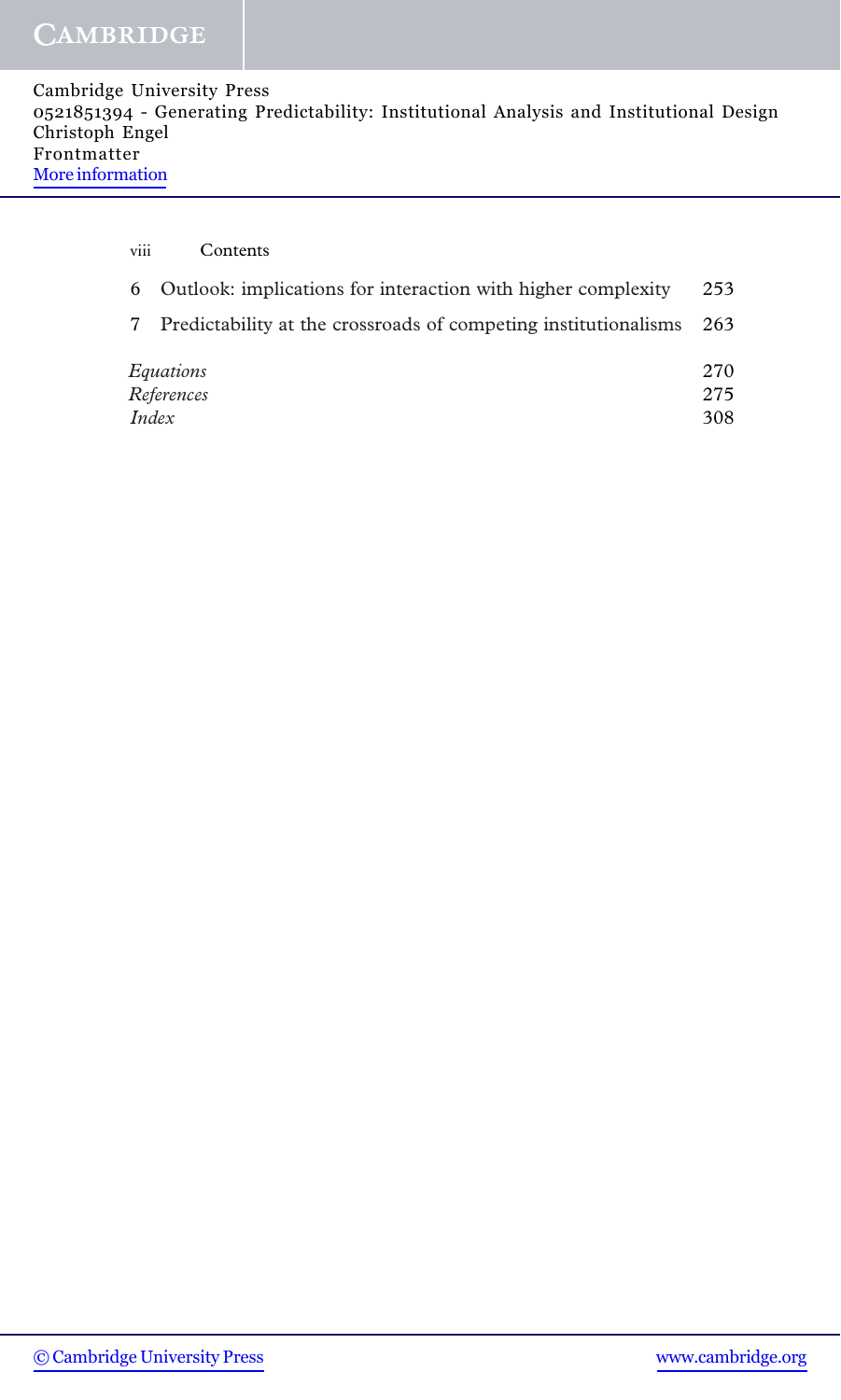| | | |
|---|---|---|
| 6 | Outlook: implications for interaction with higher complexity | 253 |
| 7 | Predictability at the crossroads of competing institutionalisms | 263 |
| | *Equations* | 270 |
| | *References* | 275 |
| | *Index* | 308 |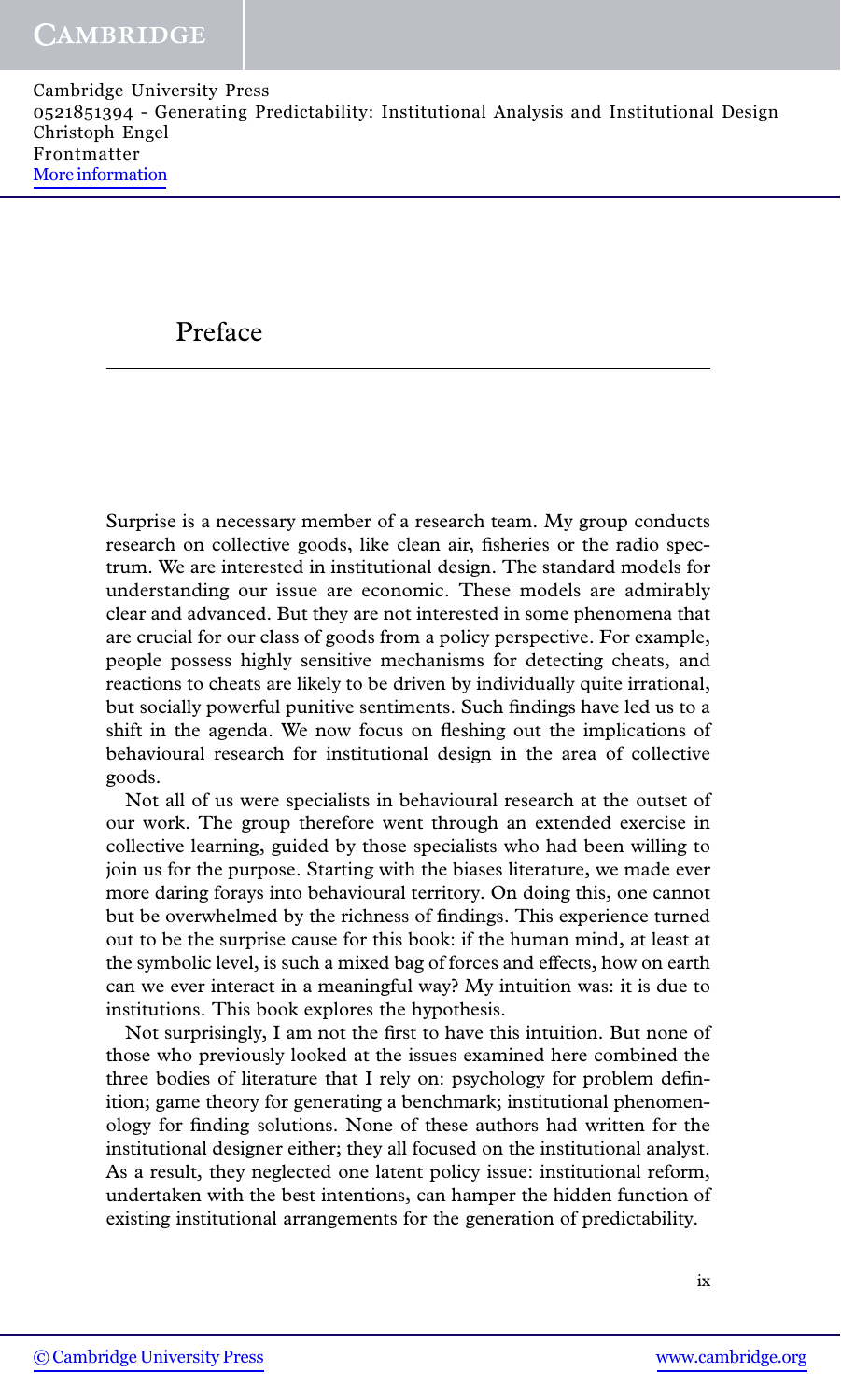# Preface

Surprise is a necessary member of a research team. My group conducts research on collective goods, like clean air, fisheries or the radio spectrum. We are interested in institutional design. The standard models for understanding our issue are economic. These models are admirably clear and advanced. But they are not interested in some phenomena that are crucial for our class of goods from a policy perspective. For example, people possess highly sensitive mechanisms for detecting cheats, and reactions to cheats are likely to be driven by individually quite irrational, but socially powerful punitive sentiments. Such findings have led us to a shift in the agenda. We now focus on fleshing out the implications of behavioural research for institutional design in the area of collective goods.

Not all of us were specialists in behavioural research at the outset of our work. The group therefore went through an extended exercise in collective learning, guided by those specialists who had been willing to join us for the purpose. Starting with the biases literature, we made ever more daring forays into behavioural territory. On doing this, one cannot but be overwhelmed by the richness of findings. This experience turned out to be the surprise cause for this book: if the human mind, at least at the symbolic level, is such a mixed bag of forces and effects, how on earth can we ever interact in a meaningful way? My intuition was: it is due to institutions. This book explores the hypothesis.

Not surprisingly, I am not the first to have this intuition. But none of those who previously looked at the issues examined here combined the three bodies of literature that I rely on: psychology for problem definition; game theory for generating a benchmark; institutional phenomenology for finding solutions. None of these authors had written for the institutional designer either; they all focused on the institutional analyst. As a result, they neglected one latent policy issue: institutional reform, undertaken with the best intentions, can hamper the hidden function of existing institutional arrangements for the generation of predictability.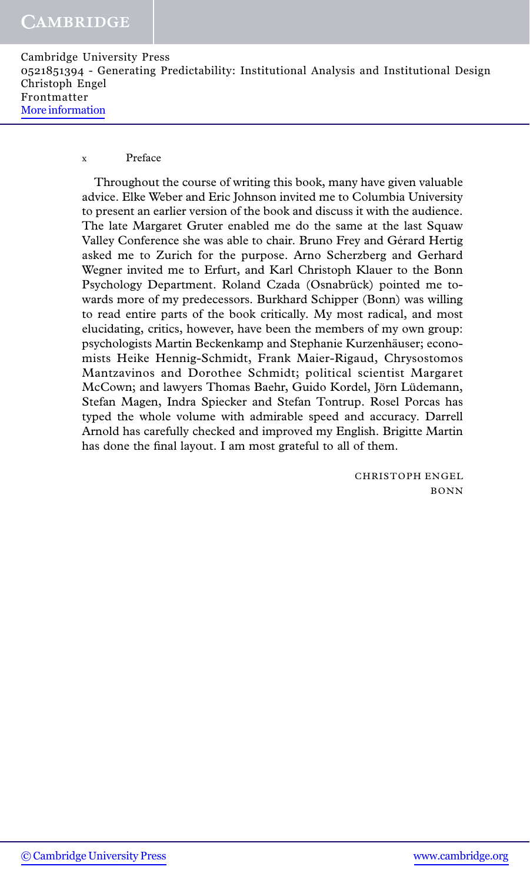Throughout the course of writing this book, many have given valuable advice. Elke Weber and Eric Johnson invited me to Columbia University to present an earlier version of the book and discuss it with the audience. The late Margaret Gruter enabled me do the same at the last Squaw Valley Conference she was able to chair. Bruno Frey and Gérard Hertig asked me to Zurich for the purpose. Arno Scherzberg and Gerhard Wegner invited me to Erfurt, and Karl Christoph Klauer to the Bonn Psychology Department. Roland Czada (Osnabrück) pointed me towards more of my predecessors. Burkhard Schipper (Bonn) was willing to read entire parts of the book critically. My most radical, and most elucidating, critics, however, have been the members of my own group: psychologists Martin Beckenkamp and Stephanie Kurzenhäuser; economists Heike Hennig-Schmidt, Frank Maier-Rigaud, Chrysostomos Mantzavinos and Dorothee Schmidt; political scientist Margaret McCown; and lawyers Thomas Baehr, Guido Kordel, Jörn Lüdemann, Stefan Magen, Indra Spiecker and Stefan Tontrup. Rosel Porcas has typed the whole volume with admirable speed and accuracy. Darrell Arnold has carefully checked and improved my English. Brigitte Martin has done the final layout. I am most grateful to all of them.

CHRISTOPH ENGEL
BONN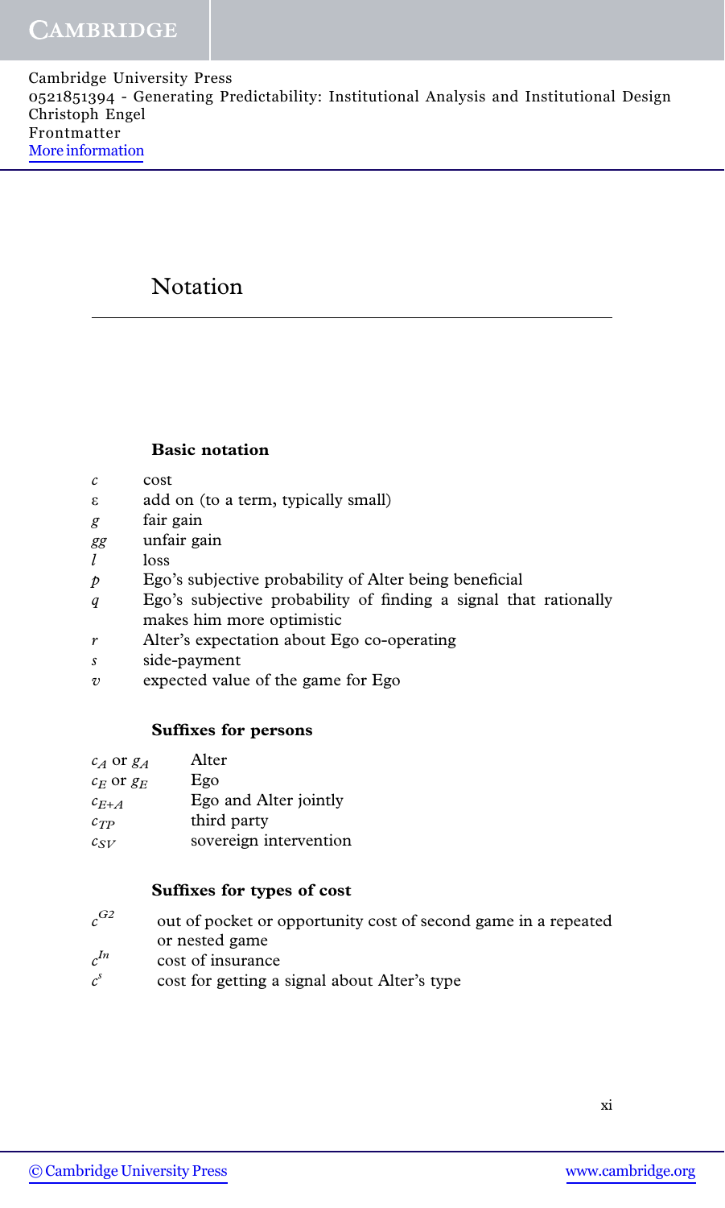# Notation

## Basic notation

| | |
|---|---|
| $c$ | cost |
| $\varepsilon$ | add on (to a term, typically small) |
| $g$ | fair gain |
| $gg$ | unfair gain |
| $l$ | loss |
| $p$ | Ego's subjective probability of Alter being beneficial |
| $q$ | Ego's subjective probability of finding a signal that rationally makes him more optimistic |
| $r$ | Alter's expectation about Ego co-operating |
| $s$ | side-payment |
| $v$ | expected value of the game for Ego |

## Suffixes for persons

| | |
|---|---|
| $c_A$ or $g_A$ | Alter |
| $c_E$ or $g_E$ | Ego |
| $c_{E+A}$ | Ego and Alter jointly |
| $c_{TP}$ | third party |
| $c_{SV}$ | sovereign intervention |

## Suffixes for types of cost

| | |
|---|---|
| $c^{G2}$ | out of pocket or opportunity cost of second game in a repeated or nested game |
| $c^{In}$ | cost of insurance |
| $c^s$ | cost for getting a signal about Alter's type |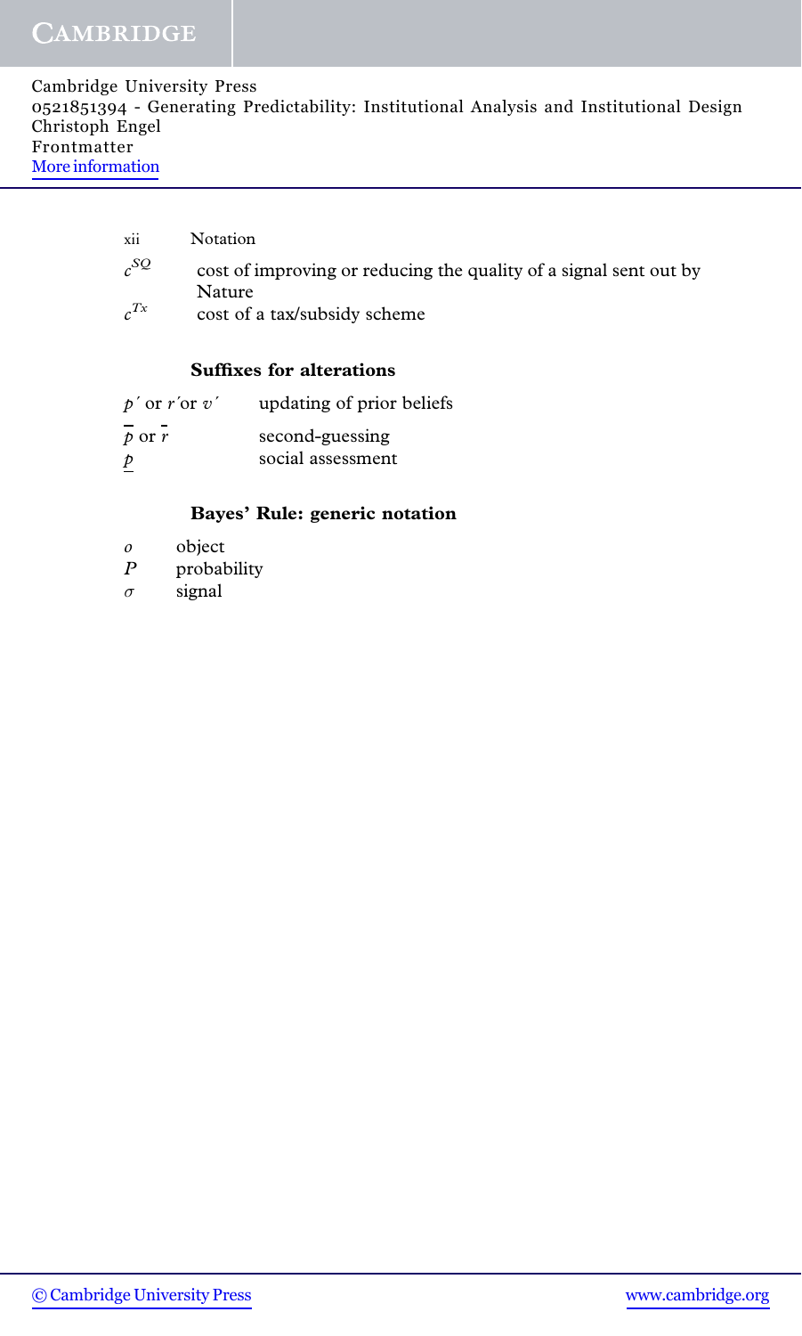$c^{SQ}$ cost of improving or reducing the quality of a signal sent out by Nature

$c^{Tx}$ cost of a tax/subsidy scheme

### Suffixes for alterations

| | |
|---|---|
| $p'$ or $r'$ or $v'$ | updating of prior beliefs |
| $\overline{p}$ or $\overline{r}$ | second-guessing |
| $\underline{p}$ | social assessment |

### Bayes' Rule: generic notation

| | |
|---|---|
| $o$ | object |
| $P$ | probability |
| $\sigma$ | signal |